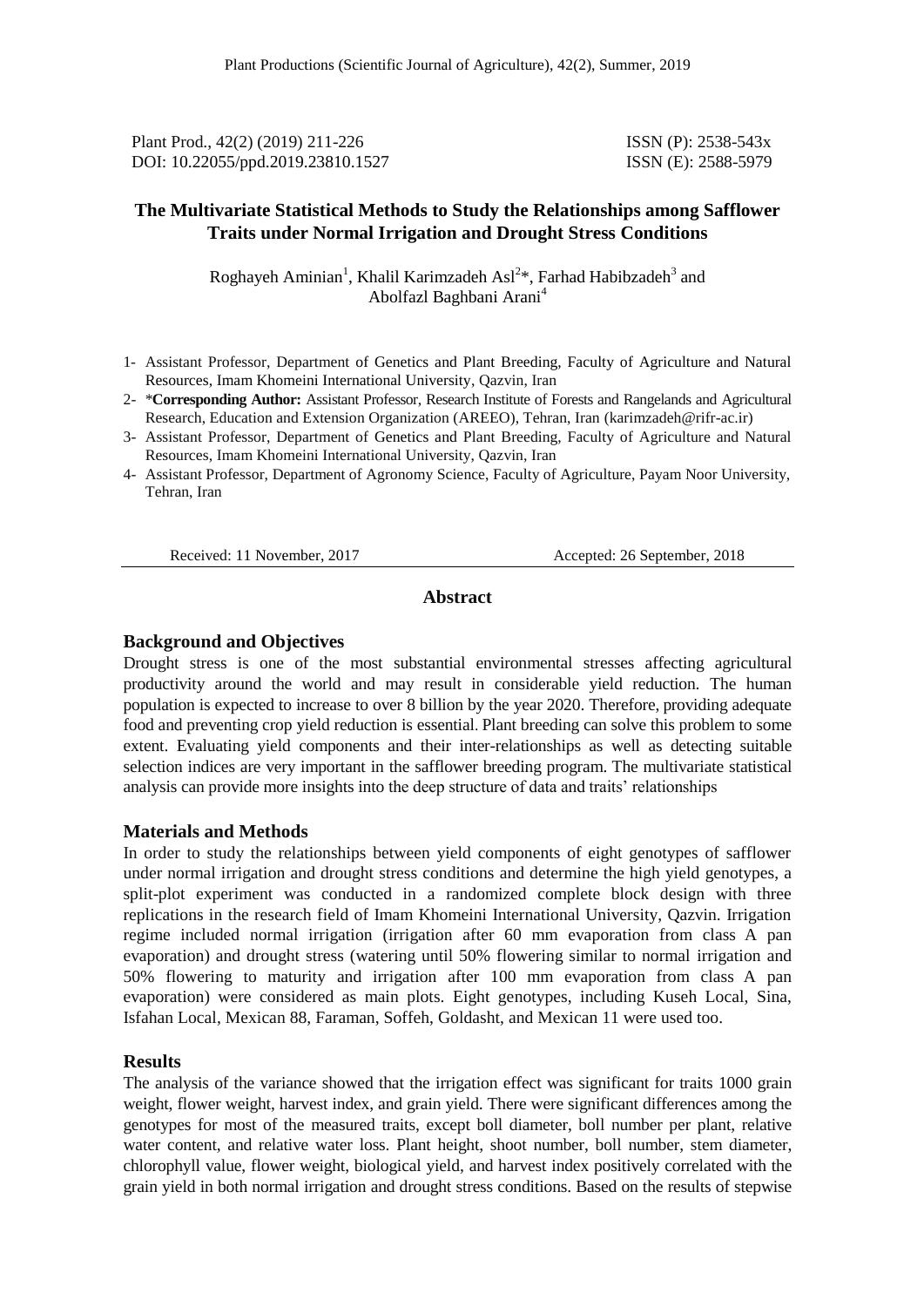Plant Prod., 42(2) (2019) 211-226
DOI: 10.22055/ppd.2019.23810.1527

ISSN (P): 2538-543x
ISSN (E): 2588-5979

# The Multivariate Statistical Methods to Study the Relationships among Safflower Traits under Normal Irrigation and Drought Stress Conditions

Roghayeh Aminian[1], Khalil Karimzadeh Asl[2]*, Farhad Habibzadeh[3] and Abolfazl Baghbani Arani[4]

1- Assistant Professor, Department of Genetics and Plant Breeding, Faculty of Agriculture and Natural Resources, Imam Khomeini International University, Qazvin, Iran
2- ***Corresponding Author:** Assistant Professor, Research Institute of Forests and Rangelands and Agricultural Research, Education and Extension Organization (AREEO), Tehran, Iran (karimzadeh@rifr-ac.ir)
3- Assistant Professor, Department of Genetics and Plant Breeding, Faculty of Agriculture and Natural Resources, Imam Khomeini International University, Qazvin, Iran
4- Assistant Professor, Department of Agronomy Science, Faculty of Agriculture, Payam Noor University, Tehran, Iran

Received: 11 November, 2017    Accepted: 26 September, 2018

## Abstract

### Background and Objectives

Drought stress is one of the most substantial environmental stresses affecting agricultural productivity around the world and may result in considerable yield reduction. The human population is expected to increase to over 8 billion by the year 2020. Therefore, providing adequate food and preventing crop yield reduction is essential. Plant breeding can solve this problem to some extent. Evaluating yield components and their inter-relationships as well as detecting suitable selection indices are very important in the safflower breeding program. The multivariate statistical analysis can provide more insights into the deep structure of data and traits' relationships

### Materials and Methods

In order to study the relationships between yield components of eight genotypes of safflower under normal irrigation and drought stress conditions and determine the high yield genotypes, a split-plot experiment was conducted in a randomized complete block design with three replications in the research field of Imam Khomeini International University, Qazvin. Irrigation regime included normal irrigation (irrigation after 60 mm evaporation from class A pan evaporation) and drought stress (watering until 50% flowering similar to normal irrigation and 50% flowering to maturity and irrigation after 100 mm evaporation from class A pan evaporation) were considered as main plots. Eight genotypes, including Kuseh Local, Sina, Isfahan Local, Mexican 88, Faraman, Soffeh, Goldasht, and Mexican 11 were used too.

### Results

The analysis of the variance showed that the irrigation effect was significant for traits 1000 grain weight, flower weight, harvest index, and grain yield. There were significant differences among the genotypes for most of the measured traits, except boll diameter, boll number per plant, relative water content, and relative water loss. Plant height, shoot number, boll number, stem diameter, chlorophyll value, flower weight, biological yield, and harvest index positively correlated with the grain yield in both normal irrigation and drought stress conditions. Based on the results of stepwise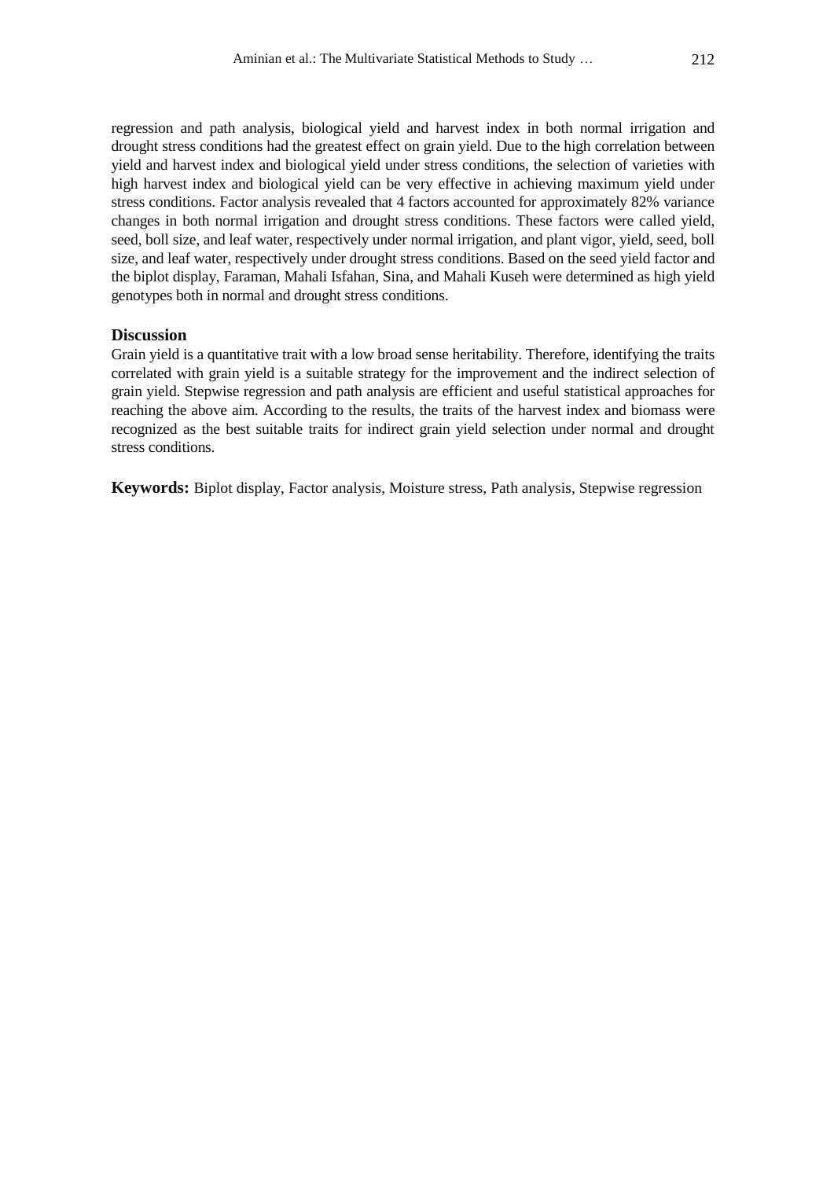regression and path analysis, biological yield and harvest index in both normal irrigation and drought stress conditions had the greatest effect on grain yield. Due to the high correlation between yield and harvest index and biological yield under stress conditions, the selection of varieties with high harvest index and biological yield can be very effective in achieving maximum yield under stress conditions. Factor analysis revealed that 4 factors accounted for approximately 82% variance changes in both normal irrigation and drought stress conditions. These factors were called yield, seed, boll size, and leaf water, respectively under normal irrigation, and plant vigor, yield, seed, boll size, and leaf water, respectively under drought stress conditions. Based on the seed yield factor and the biplot display, Faraman, Mahali Isfahan, Sina, and Mahali Kuseh were determined as high yield genotypes both in normal and drought stress conditions.

### Discussion

Grain yield is a quantitative trait with a low broad sense heritability. Therefore, identifying the traits correlated with grain yield is a suitable strategy for the improvement and the indirect selection of grain yield. Stepwise regression and path analysis are efficient and useful statistical approaches for reaching the above aim. According to the results, the traits of the harvest index and biomass were recognized as the best suitable traits for indirect grain yield selection under normal and drought stress conditions.

**Keywords:** Biplot display, Factor analysis, Moisture stress, Path analysis, Stepwise regression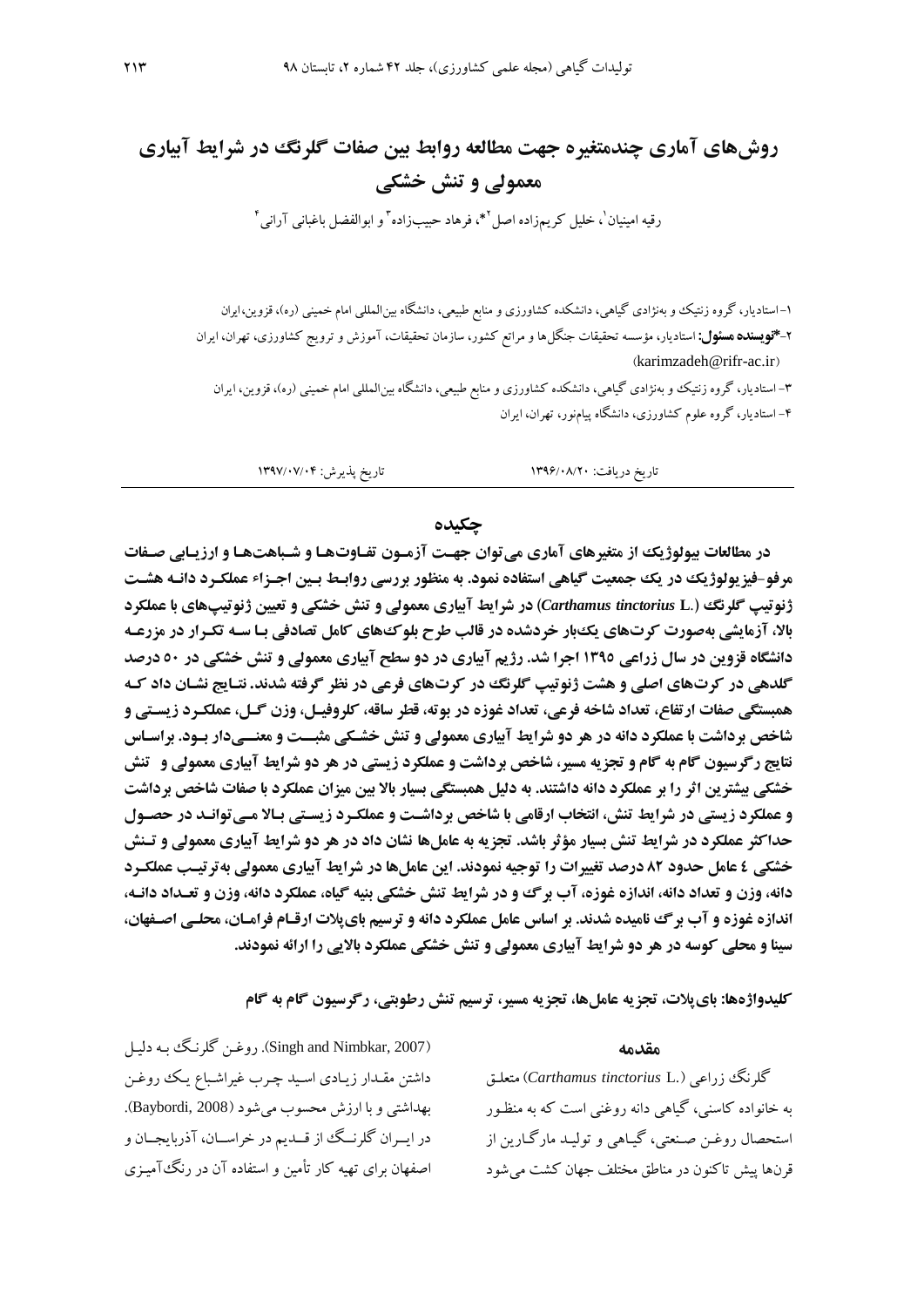# روش‌های آماری چندمتغیره جهت مطالعه روابط بین صفات گلرنگ در شرایط آبیاری معمولی و تنش خشکی

رقیه امینیان[1]، خلیل کریم‌زاده اصل[2]*، فرهاد حبیب‌زاده[3] و ابوالفضل باغبانی آرانی[4]

۱- استادیار، گروه ژنتیک و به‌نژادی گیاهی، دانشکده کشاورزی و منابع طبیعی، دانشگاه بین‌المللی امام خمینی (ره)، قزوین، ایران

۲- **\*نویسنده مسئول:** استادیار، مؤسسه تحقیقات جنگل‌ها و مراتع کشور، سازمان تحقیقات، آموزش و ترویج کشاورزی، تهران، ایران (karimzadeh@rifr-ac.ir)

۳- استادیار، گروه ژنتیک و به‌نژادی گیاهی، دانشکده کشاورزی و منابع طبیعی، دانشگاه بین‌المللی امام خمینی (ره)، قزوین، ایران

۴- استادیار، گروه علوم کشاورزی، دانشگاه پیام‌نور، تهران، ایران

تاریخ دریافت: ۱۳۹۶/۰۸/۲۰ تاریخ پذیرش: ۱۳۹۷/۰۷/۰۴

## چکیده

**در مطالعات بیولوژیک از متغیرهای آماری می‌توان جهت آزمـون تفـاوت‌هـا و شـباهت‌هـا و ارزیـابی صـفات مرفو-فیزیولوژیک در یک جمعیت گیاهی استفاده نمود. به منظور بررسی روابـط بـین اجـزاء عملکـرد دانـه هشـت ژنوتیپ گلرنگ (*Carthamus tinctorius* L.) در شرایط آبیاری معمولی و تنش خشکی و تعیین ژنوتیپ‌های با عملکرد بالا، آزمایشی به‌صورت کرت‌های یک‌بار خردشده در قالب طرح بلوک‌های کامل تصادفی بـا سـه تکـرار در مزرعـه دانشگاه قزوین در سال زراعی ۱۳۹۵ اجرا شد. رژیم آبیاری در دو سطح آبیاری معمولی و تنش خشکی در ۵۰ درصد گلدهی در کرت‌های اصلی و هشت ژنوتیپ گلرنگ در کرت‌های فرعی در نظر گرفته شدند. نتـایج نشـان داد کـه همبستگی صفات ارتفاع، تعداد شاخه فرعی، تعداد غوزه در بوته، قطر ساقه، کلروفیـل، وزن گـل، عملکـرد زیسـتی و شاخص برداشت با عملکرد دانه در هر دو شرایط آبیاری معمولی و تنش خشـکی مثبــت و معنـی‌دار بـود. براسـاس نتایج رگرسیون گام به گام و تجزیه مسیر، شاخص برداشت و عملکرد زیستی در هر دو شرایط آبیاری معمولی و تنش خشکی بیشترین اثر را بر عملکرد دانه داشتند. به دلیل همبستگی بسیار بالا بین میزان عملکرد با صفات شاخص برداشت و عملکرد زیستی در شرایط تنش، انتخاب ارقامی با شاخص برداشـت و عملکـرد زیسـتی بـالا مـی‌توانـد در حصـول حداکثر عملکرد در شرایط تنش بسیار مؤثر باشد. تجزیه به عامل‌ها نشان داد که در هر دو شرایط آبیاری معمولی و تـنش خشکی ۴ عامل حدود ۸۲ درصد تغییرات را توجیه نمودند. این عامل‌ها در شرایط آبیاری معمولی به‌ترتیـب عملکـرد دانه، وزن و تعداد دانه، اندازه غوزه، آب برگ و در شرایط تنش خشکی بنیه گیاه، عملکرد دانه، وزن و تعـداد دانـه، اندازه غوزه و آب برگ نامیده شدند. بر اساس عامل عملکرد دانه و ترسیم بای‌پلات ارقـام فرامـان، محلـی اصـفهان، سینا و محلی کوسه در هر دو شرایط آبیاری معمولی و تنش خشکی عملکرد بالایی را ارائه نمودند.**

**کلیدواژه‌ها:** بای‌پلات، تجزیه عامل‌ها، تجزیه مسیر، ترسیم تنش رطوبتی، رگرسیون گام به گام

## مقدمه

گلرنگ زراعی (*Carthamus tinctorius* L.) متعلـق به خانواده کاسنی، گیاهی دانه روغنی است که به منظـور استحصال روغـن صـنعتی، گیـاهی و تولیـد مارگـارین از قرن‌ها پیش تاکنون در مناطق مختلف جهان کشت می‌شود (Singh and Nimbkar, 2007). روغـن گلرنـگ بـه دلیـل داشتن مقـدار زیـادی اسـید چـرب غیراشـباع یـک روغـن بهداشتی و با ارزش محسوب می‌شود (Baybordi, 2008). در ایـران گلرنـگ از قـدیم در خراسـان، آذربایجـان و اصفهان برای تهیه کار تأمین و استفاده آن در رنگ‌آمیزی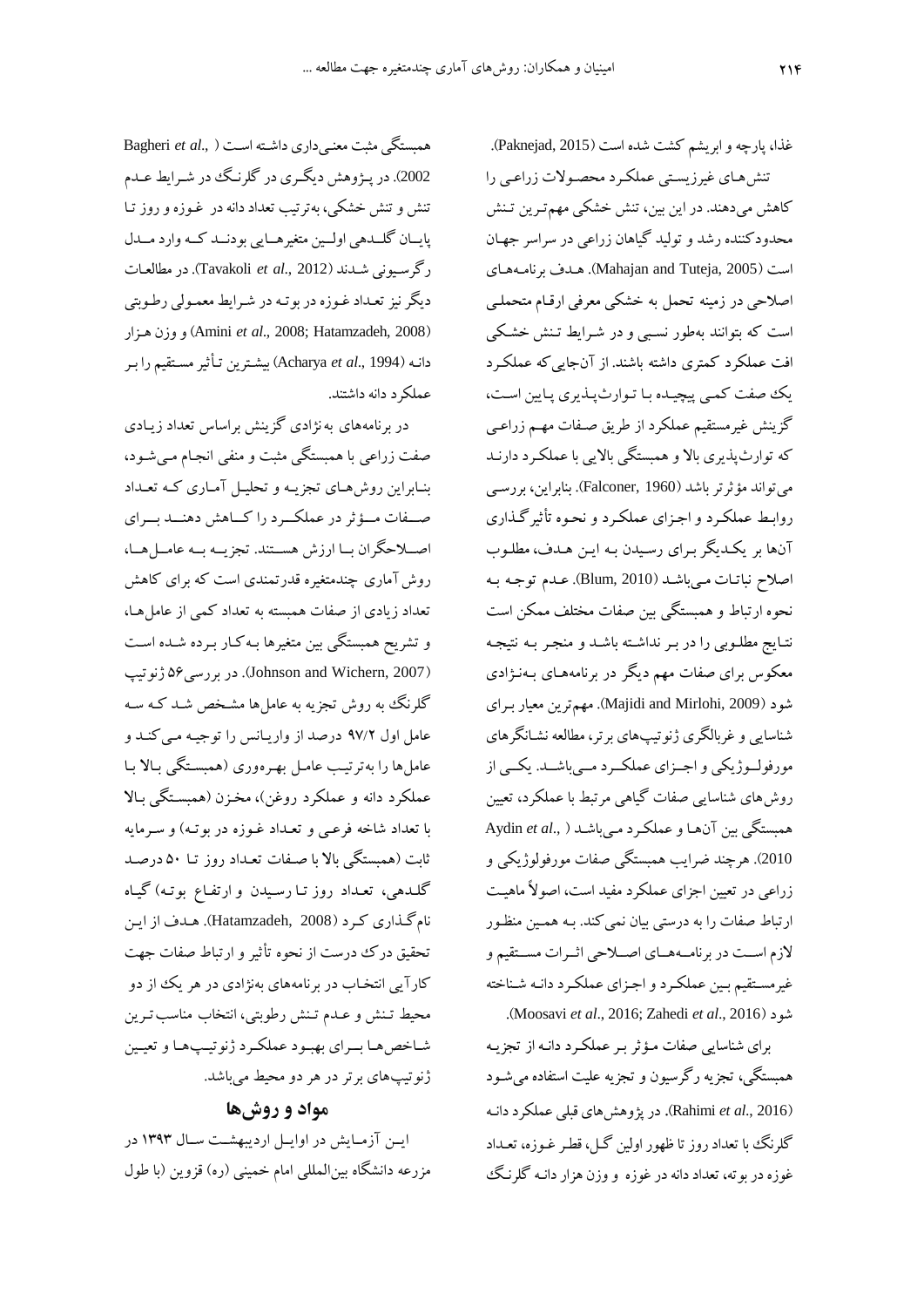غذا، پارچه و ابریشم کشت شده است (Paknejad, 2015).

تنش‌های غیرزیستی عملکرد محصولات زراعی را کاهش می‌دهند. در این بین، تنش خشکی مهم‌ترین تنش محدودکننده رشد و تولید گیاهان زراعی در سراسر جهان است (Mahajan and Tuteja, 2005). هدف برنامه‌های اصلاحی در زمینه تحمل به خشکی معرفی ارقام متحملی است که بتوانند به‌طور نسبی و در شرایط تنش خشکی افت عملکرد کمتری داشته باشند. از آن‌جایی که عملکرد یک صفت کمی پیچیده با توارث‌پذیری پایین است، گزینش غیرمستقیم عملکرد از طریق صفات مهم زراعی که توارث‌پذیری بالا و همبستگی بالایی با عملکرد دارند می‌تواند مؤثرتر باشد (Falconer, 1960). بنابراین، بررسی روابط عملکرد و اجزای عملکرد و نحوه تأثیرگذاری آن‌ها بر یکدیگر برای رسیدن به این هدف، مطلوب اصلاح نباتات می‌باشد (Blum, 2010). عدم توجه به نحوه ارتباط و همبستگی بین صفات مختلف ممکن است نتایج مطلوبی را در بر نداشته باشد و منجر به نتیجه معکوس برای صفات مهم دیگر در برنامه‌های به‌نژادی شود (Majidi and Mirlohi, 2009). مهم‌ترین معیار برای شناسایی و غربالگری ژنوتیپ‌های برتر، مطالعه نشانگرهای مورفولوژیکی و اجزای عملکرد می‌باشد. یکی از روش‌های شناسایی صفات گیاهی مرتبط با عملکرد، تعیین همبستگی بین آن‌ها و عملکرد می‌باشد (Aydin *et al*., 2010). هرچند ضرایب همبستگی صفات مورفولوژیکی و زراعی در تعیین اجزای عملکرد مفید است، اصولاً ماهیت ارتباط صفات را به درستی بیان نمی‌کند. به همین منظور لازم است در برنامه‌های اصلاحی اثرات مستقیم و غیرمستقیم بین عملکرد و اجزای عملکرد دانه شناخته شود (Moosavi *et al*., 2016; Zahedi *et al*., 2016).

برای شناسایی صفات مؤثر بر عملکرد دانه از تجزیه همبستگی، تجزیه رگرسیون و تجزیه علیت استفاده می‌شود (Rahimi *et al*., 2016). در پژوهش‌های قبلی عملکرد دانه گلرنگ با تعداد روز تا ظهور اولین گل، قطر غوزه، تعداد غوزه در بوته، تعداد دانه در غوزه و وزن هزار دانه گلرنگ همبستگی مثبت معنی‌داری داشته است (Bagheri *et al*., 2002). در پژوهش دیگری در گلرنگ در شرایط عدم تنش و تنش خشکی، به‌ترتیب تعداد دانه در غوزه و روز تا پایان گلدهی اولین متغیرهایی بودند که وارد مدل رگرسیونی شدند (Tavakoli *et al*., 2012). در مطالعات دیگر نیز تعداد غوزه در بوته در شرایط معمولی رطوبتی (Amini *et al*., 2008; Hatamzadeh, 2008) و وزن هزار دانه (Acharya *et al*., 1994) بیشترین تأثیر مستقیم را بر عملکرد دانه داشتند.

در برنامه‌های به‌نژادی گزینش براساس تعداد زیادی صفت زراعی با همبستگی مثبت و منفی انجام می‌شود، بنابراین روش‌های تجزیه و تحلیل آماری که تعداد صفات مؤثر در عملکرد را کاهش دهند برای اصلاحگران با ارزش هستند. تجزیه به عامل‌ها، روش آماری چندمتغیره قدرتمندی است که برای کاهش تعداد زیادی از صفات همبسته به تعداد کمی از عامل‌ها، و تشریح همبستگی بین متغیرها به‌کار برده شده است (Johnson and Wichern, 2007). در بررسی ۵۶ ژنوتیپ گلرنگ به روش تجزیه به عامل‌ها مشخص شد که سه عامل اول ۹۷/۲ درصد از واریانس را توجیه می‌کند و عامل‌ها را به‌ترتیب عامل بهره‌وری (همبستگی بالا با عملکرد دانه و عملکرد روغن)، مخزن (همبستگی بالا با تعداد شاخه فرعی و تعداد غوزه در بوته) و سرمایه ثابت (همبستگی بالا با صفات تعداد روز تا ۵۰ درصد گلدهی، تعداد روز تا رسیدن و ارتفاع بوته) گیاه نام‌گذاری کرد (Hatamzadeh, 2008). هدف از این تحقیق درک درست از نحوه تأثیر و ارتباط صفات جهت کارآیی انتخاب در برنامه‌های به‌نژادی در هر یک از دو محیط تنش و عدم تنش رطوبتی، انتخاب مناسب‌ترین شاخص‌ها برای بهبود عملکرد ژنوتیپ‌ها و تعیین ژنوتیپ‌های برتر در هر دو محیط می‌باشد.

## مواد و روش‌ها

این آزمایش در اوایل اردیبهشت سال ۱۳۹۳ در مزرعه دانشگاه بین‌المللی امام خمینی (ره) قزوین (با طول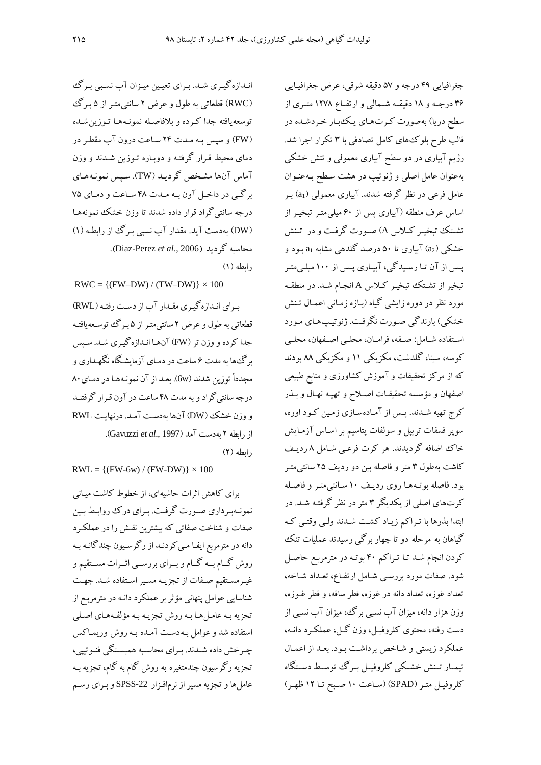جغرافیایی ۴۹ درجه و ۵۷ دقیقه شرقی، عرض جغرافیایی ۳۶ درجه و ۱۸ دقیقه شمالی و ارتفاع ۱۲۷۸ متری از سطح دریا) به‌صورت کرت‌های یک‌بار خردشده در قالب طرح بلوک‌های کامل تصادفی با ۳ تکرار اجرا شد. رژیم آبیاری در دو سطح آبیاری معمولی و تنش خشکی به‌عنوان عامل اصلی و ژنوتیپ در هشت سطح به‌عنوان عامل فرعی در نظر گرفته شدند. آبیاری معمولی ($a_1$) بر اساس عرف منطقه (آبیاری پس از ۶۰ میلی‌متر تبخیر از تشتک تبخیر کلاس A) صورت گرفت و در تنش خشکی ($a_2$) آبیاری تا ۵۰ درصد گلدهی مشابه $a_1$ بود و پس از آن تا رسیدگی، آبیاری پس از ۱۰۰ میلی‌متر تبخیر از تشتک تبخیر کلاس A انجام شد. در منطقه مورد نظر در دوره زایشی گیاه (بازه زمانی اعمال تنش خشکی) بارندگی صورت نگرفت. ژنوتیپ‌های مورد استفاده شامل: صفه، فرامان، محلی اصفهان، محلی کوسه، سینا، گلدشت، مکزیکی ۱۱ و مکزیکی ۸۸ بودند که از مرکز تحقیقات و آموزش کشاورزی و منابع طبیعی اصفهان و مؤسسه تحقیقات اصلاح و تهیه نهال و بذر کرج تهیه شدند. پس از آماده‌سازی زمین کود اوره، سوپر فسفات تریپل و سولفات پتاسیم بر اساس آزمایش خاک اضافه گردیدند. هر کرت فرعی شامل ۸ ردیف کاشت به‌طول ۳ متر و فاصله بین دو ردیف ۲۵ سانتی‌متر بود. فاصله بوته‌ها روی ردیف ۱۰ سانتی‌متر و فاصله کرت‌های اصلی از یکدیگر ۳ متر در نظر گرفته شد. در ابتدا بذرها با تراکم زیاد کشت شدند ولی وقتی که گیاهان به مرحله دو تا چهار برگی رسیدند عملیات تنک کردن انجام شد تا تراکم ۴۰ بوته در مترمربع حاصل شود. صفات مورد بررسی شامل ارتفاع، تعداد شاخه، تعداد غوزه، تعداد دانه در غوزه، قطر ساقه، و قطر غوزه، وزن هزار دانه، میزان آب نسبی برگ، میزان آب نسبی از دست رفته، محتوی کلروفیل، وزن گل، عملکرد دانه، عملکرد زیستی و شاخص برداشت بود. بعد از اعمال تیمار تنش خشکی کلروفیل برگ توسط دستگاه کلروفیل متر (SPAD) (ساعت ۱۰ صبح تا ۱۲ ظهر) اندازه‌گیری شد. برای تعیین میزان آب نسبی برگ (RWC) قطعاتی به طول و عرض ۲ سانتی‌متر از ۵ برگ توسعه‌یافته جدا کرده و بلافاصله نمونه‌ها توزین‌شده (FW) و سپس به مدت ۲۴ ساعت درون آب مقطر در دمای محیط قرار گرفته و دوباره توزین شدند و وزن آماس آن‌ها مشخص گردید (TW). سپس نمونه‌های برگی در داخل آون به مدت ۴۸ ساعت و دمای ۷۵ درجه سانتی‌گراد قرار داده شدند تا وزن خشک نمونه‌ها (DW) به‌دست آید. مقدار آب نسبی برگ از رابطه (۱) محاسبه گردید (Diaz-Perez *et al*., 2006).

رابطه (۱)

$$RWC = \{(FW–DW) / (TW–DW)\} \times 100$$

برای اندازه‌گیری مقدار آب از دست رفته (RWL) قطعاتی به طول و عرض ۲ سانتی‌متر از ۵ برگ توسعه‌یافته جدا کرده و وزن تر (FW) آن‌ها اندازه‌گیری شد. سپس برگ‌ها به مدت ۶ ساعت در دمای آزمایشگاه نگهداری و مجدداً توزین شدند (6w). بعد از آن نمونه‌ها در دمای ۸۰ درجه سانتی‌گراد و به مدت ۴۸ ساعت در آون قرار گرفتند و وزن خشک (DW) آن‌ها به‌دست آمد. درنهایت RWL از رابطه ۲ به‌دست آمد (Gavuzzi *et al*., 1997).

رابطه (۲)

$$RWL = \{(FW-6w) / (FW-DW)\} \times 100$$

برای کاهش اثرات حاشیه‌ای، از خطوط کاشت میانی نمونه‌برداری صورت گرفت. برای درک روابط بین صفات و شناخت صفاتی که بیشترین نقش را در عملکرد دانه در مترمربع ایفا می‌کردند از رگرسیون چندگانه به روش گام به گام و برای بررسی اثرات مستقیم و غیرمستقیم صفات از تجزیه مسیر استفاده شد. جهت شناسایی عوامل پنهانی مؤثر بر عملکرد دانه در مترمربع از تجزیه به عامل‌ها به روش تجزیه به مؤلفه‌های اصلی استفاده شد و عوامل به‌دست آمده به روش وریماکس چرخش داده شدند. برای محاسبه همبستگی فنوتیپی، تجزیه رگرسیون چندمتغیره به روش گام به گام، تجزیه به عامل‌ها و تجزیه مسیر از نرم‌افزار SPSS-22 و برای رسم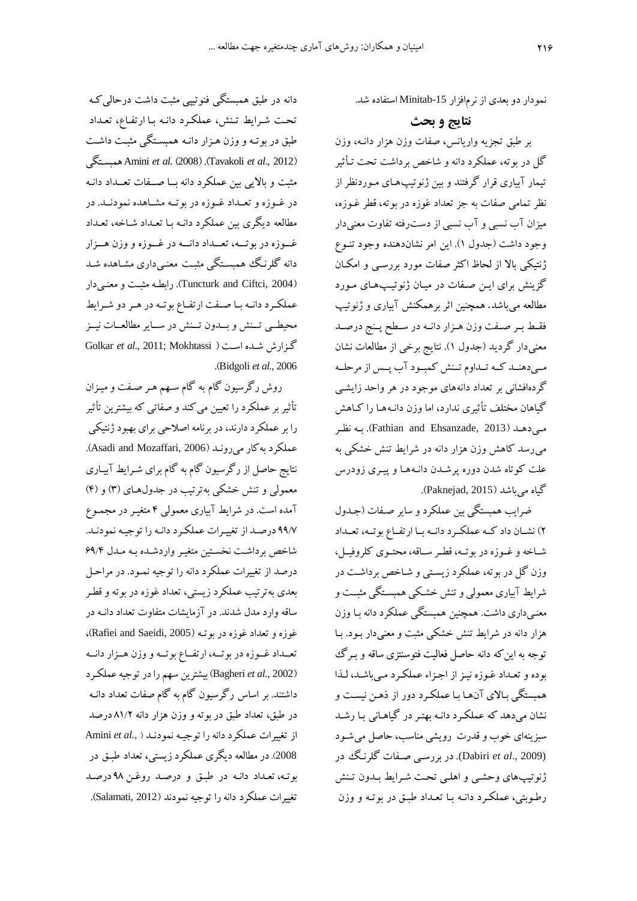نمودار دو بعدی از نرم‌افزار Minitab-15 استفاده شد.

## نتایج و بحث

بر طبق تجزیه واریانس، صفات وزن هزار دانه، وزن گل در بوته، عملکرد دانه و شاخص برداشت تحت تأثیر تیمار آبیاری قرار گرفتند و بین ژنوتیپ‌های موردنظر از نظر تمامی صفات به جز تعداد غوزه در بوته، قطر غوزه، میزان آب نسبی و آب نسبی از دست‌رفته تفاوت معنی‌دار وجود داشت (جدول ۱). این امر نشان‌دهنده وجود تنوع ژنتیکی بالا از لحاظ اکثر صفات مورد بررسی و امکان گزینش برای این صفات در میان ژنوتیپ‌های مورد مطالعه می‌باشد. همچنین اثر برهمکنش آبیاری و ژنوتیپ فقط بر صفت وزن هزار دانه در سطح پنج درصد معنی‌دار گردید (جدول ۱). نتایج برخی از مطالعات نشان می‌دهند که تداوم تنش کمبود آب پس از مرحله گرده‌افشانی بر تعداد دانه‌های موجود در هر واحد زایشی گیاهان مختلف تأثیری ندارد، اما وزن دانه‌ها را کاهش می‌دهد (Fathian and Ehsanzade, 2013). به نظر می‌رسد کاهش وزن هزار دانه در شرایط تنش خشکی به علت کوتاه شدن دوره پرشدن دانه‌ها و پیری زودرس گیاه می‌باشد (Paknejad, 2015).

ضرایب همبستگی بین عملکرد و سایر صفات (جدول ۲) نشان داد که عملکرد دانه با ارتفاع بوته، تعداد شاخه و غوزه در بوته، قطر ساقه، محتوی کلروفیل، وزن گل در بوته، عملکرد زیستی و شاخص برداشت در شرایط آبیاری معمولی و تنش خشکی همبستگی مثبت و معنی‌داری داشت. همچنین همبستگی عملکرد دانه با وزن هزار دانه در شرایط تنش خشکی مثبت و معنی‌دار بود. با توجه به این‌که دانه حاصل فعالیت فتوسنتزی ساقه و برگ بوده و تعداد غوزه نیز از اجزاء عملکرد می‌باشد، لذا همبستگی بالای آن‌ها با عملکرد دور از ذهن نیست و نشان می‌دهد که عملکرد دانه بهتر در گیاهانی با رشد سبزینه‌ای خوب و قدرت رویشی مناسب، حاصل می‌شود (Dabiri *et al*., 2009). در بررسی صفات گلرنگ در ژنوتیپ‌های وحشی و اهلی تحت شرایط بدون تنش رطوبتی، عملکرد دانه با تعداد طبق در بوته و وزن دانه در طبق همبستگی فنوتیپی مثبت داشت درحالی‌که تحت شرایط تنش، عملکرد دانه با ارتفاع، تعداد طبق در بوته و وزن هزار دانه همبستگی مثبت داشت (Tavakoli *et al*., 2012). Amini *et al*. (2008) همبستگی مثبت و بالایی بین عملکرد دانه با صفات تعداد دانه در غوزه و تعداد غوزه در بوته مشاهده نمودند. در مطالعه دیگری بین عملکرد دانه با تعداد شاخه، تعداد غوزه در بوته، تعداد دانه در غوزه و وزن هزار دانه گلرنگ همبستگی مثبت معنی‌داری مشاهده شد (Tuncturk and Ciftci, 2004). رابطه مثبت و معنی‌دار عملکرد دانه با صفت ارتفاع بوته در هر دو شرایط محیطی تنش و بدون تنش در سایر مطالعات نیز گزارش شده است (Golkar *et al*., 2011; Mokhtassi Bidgoli *et al*., 2006).

روش رگرسیون گام به گام سهم هر صفت و میزان تأثیر بر عملکرد را تعیین می‌کند و صفاتی که بیشترین تأثیر را بر عملکرد دارند، در برنامه اصلاحی برای بهبود ژنتیکی عملکرد به‌کار می‌روند (Asadi and Mozaffari, 2006). نتایج حاصل از رگرسیون گام به گام برای شرایط آبیاری معمولی و تنش خشکی به‌ترتیب در جدول‌های (۳) و (۴) آمده است. در شرایط آبیاری معمولی ۴ متغیر در مجموع ۹۹/۷ درصد از تغییرات عملکرد دانه را توجیه نمودند. شاخص برداشت نخستین متغیر واردشده به مدل ۶۹/۴ درصد از تغییرات عملکرد دانه را توجیه نمود. در مراحل بعدی به‌ترتیب عملکرد زیستی، تعداد غوزه در بوته و قطر ساقه وارد مدل شدند. در آزمایشات متفاوت تعداد دانه در غوزه و تعداد غوزه در بوته (Rafiei and Saeidi, 2005)، تعداد غوزه در بوته، ارتفاع بوته و وزن هزار دانه (Bagheri *et al*., 2002) بیشترین سهم را در توجیه عملکرد داشتند. بر اساس رگرسیون گام به گام صفات تعداد دانه در طبق، تعداد طبق در بوته و وزن هزار دانه ۸۱/۲ درصد از تغییرات عملکرد دانه را توجیه نمودند (Amini *et al*., 2008). در مطالعه دیگری عملکرد زیستی، تعداد طبق در بوته، تعداد دانه در طبق و درصد روغن ۹۸ درصد تغییرات عملکرد دانه را توجیه نمودند (Salamati, 2012).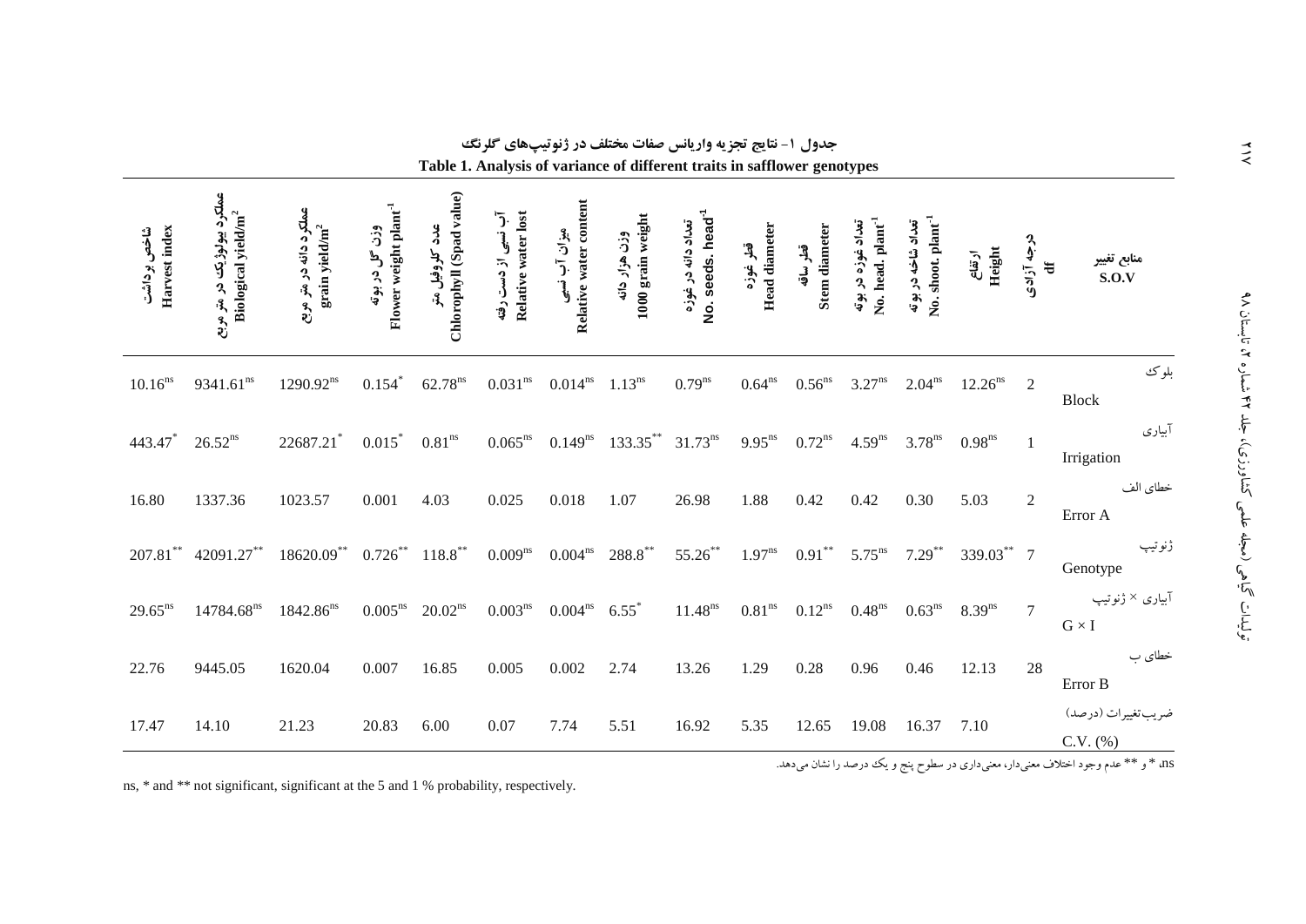**جدول ۱- نتایج تجزیه واریانس صفات مختلف در ژنوتیپ‌های گلرنگ**

**Table 1. Analysis of variance of different traits in safflower genotypes**

| منابع تغییر S.O.V | درجه آزادی df | ارتفاع Height | تعداد شاخه در بوته No. shoot. plant$^{-1}$ | تعداد غوزه در بوته No. head. plant$^{-1}$ | قطر ساقه Stem diameter | قطر غوزه Head diameter | تعداد دانه در غوزه No. seeds. head$^{-1}$ | وزن هزار دانه 1000 grain weight | میزان آب نسبی Relative water content | آب نسبی از دست رفته Relative water lost | عدد کلروفیل متر Chlorophyll (Spad value) | وزن گل در بوته Flower weight plant$^{-1}$ | عملکرد دانه در متر مربع grain yield/m$^2$ | عملکرد بیولوژیک در متر مربع Biological yield/m$^2$ | شاخص برداشت Harvest index |
|---|---|---|---|---|---|---|---|---|---|---|---|---|---|---|---|
| بلوک Block | 2 | 12.26$^{ns}$ | 2.04$^{ns}$ | 3.27$^{ns}$ | 0.56$^{ns}$ | 0.64$^{ns}$ | 0.79$^{ns}$ | 1.13$^{ns}$ | 0.014$^{ns}$ | 0.031$^{ns}$ | 62.78$^{ns}$ | 0.154$^{*}$ | 1290.92$^{ns}$ | 9341.61$^{ns}$ | 10.16$^{ns}$ |
| آبیاری Irrigation | 1 | 0.98$^{ns}$ | 3.78$^{ns}$ | 4.59$^{ns}$ | 0.72$^{ns}$ | 9.95$^{ns}$ | 31.73$^{ns}$ | 133.35$^{**}$ | 0.149$^{ns}$ | 0.065$^{ns}$ | 0.81$^{ns}$ | 0.015$^{*}$ | 22687.21$^{*}$ | 26.52$^{ns}$ | 443.47$^{*}$ |
| خطای الف Error A | 2 | 5.03 | 0.30 | 0.42 | 0.42 | 1.88 | 26.98 | 1.07 | 0.018 | 0.025 | 4.03 | 0.001 | 1023.57 | 1337.36 | 16.80 |
| ژنوتیپ Genotype | 7 | 339.03$^{**}$ | 7.29$^{**}$ | 5.75$^{ns}$ | 0.91$^{**}$ | 1.97$^{ns}$ | 55.26$^{**}$ | 288.8$^{**}$ | 0.004$^{ns}$ | 0.009$^{ns}$ | 118.8$^{**}$ | 0.726$^{**}$ | 18620.09$^{**}$ | 42091.27$^{**}$ | 207.81$^{**}$ |
| آبیاری × ژنوتیپ G × I | 7 | 8.39$^{ns}$ | 0.63$^{ns}$ | 0.48$^{ns}$ | 0.12$^{ns}$ | 0.81$^{ns}$ | 11.48$^{ns}$ | 6.55$^{*}$ | 0.004$^{ns}$ | 0.003$^{ns}$ | 20.02$^{ns}$ | 0.005$^{ns}$ | 1842.86$^{ns}$ | 14784.68$^{ns}$ | 29.65$^{ns}$ |
| خطای ب Error B | 28 | 12.13 | 0.46 | 0.96 | 0.28 | 1.29 | 13.26 | 2.74 | 0.002 | 0.005 | 16.85 | 0.007 | 1620.04 | 9445.05 | 22.76 |
| ضریب تغییرات (درصد) C.V. (%) | | 7.10 | 16.37 | 19.08 | 12.65 | 5.35 | 16.92 | 5.51 | 7.74 | 0.07 | 6.00 | 20.83 | 21.23 | 14.10 | 17.47 |

ns، * و ** عدم وجود اختلاف معنی‌دار، معنی‌داری در سطوح پنج و یک درصد را نشان می‌دهد.

ns, * and ** not significant, significant at the 5 and 1 % probability, respectively.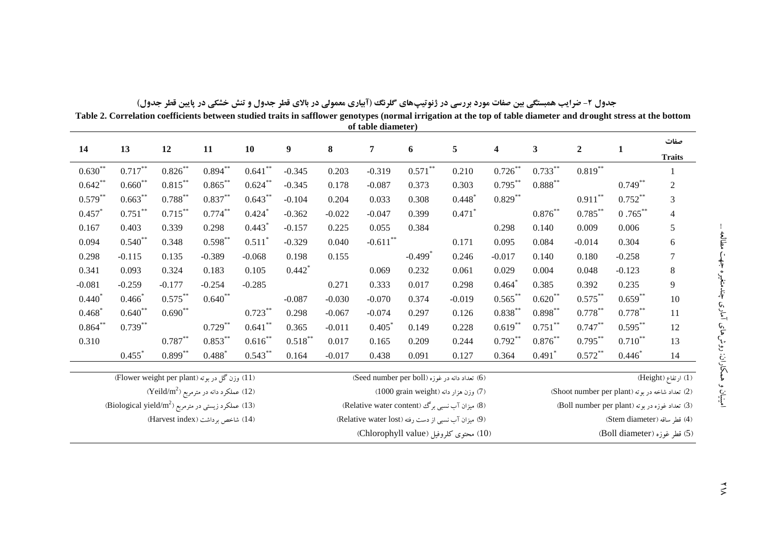**جدول ۲- ضرایب همبستگی بین صفات مورد بررسی در ژنوتیپ‌های گلرنگ (آبیاری معمولی در بالای قطر جدول و تنش خشکی در پایین قطر جدول)**

**Table 2. Correlation coefficients between studied traits in safflower genotypes (normal irrigation at the top of table diameter and drought stress at the bottom of table diameter)**

| 14 | 13 | 12 | 11 | 10 | 9 | 8 | 7 | 6 | 5 | 4 | 3 | 2 | 1 | صفات Traits |
|---|---|---|---|---|---|---|---|---|---|---|---|---|---|---|
| 0.630** | 0.717** | 0.826** | 0.894** | 0.641** | -0.345 | 0.203 | -0.319 | 0.571** | 0.210 | 0.726** | 0.733** | 0.819** | | 1 |
| 0.642** | 0.660** | 0.815** | 0.865** | 0.624** | -0.345 | 0.178 | -0.087 | 0.373 | 0.303 | 0.795** | 0.888** | | 0.749** | 2 |
| 0.579** | 0.663** | 0.788** | 0.837** | 0.643** | -0.104 | 0.204 | 0.033 | 0.308 | 0.448* | 0.829** | | 0.911** | 0.752** | 3 |
| 0.457* | 0.751** | 0.715** | 0.774** | 0.424* | -0.362 | -0.022 | -0.047 | 0.399 | 0.471* | | 0.876** | 0.785** | 0 .765** | 4 |
| 0.167 | 0.403 | 0.339 | 0.298 | 0.443* | -0.157 | 0.225 | 0.055 | 0.384 | | 0.298 | 0.140 | 0.009 | 0.006 | 5 |
| 0.094 | 0.540** | 0.348 | 0.598** | 0.511* | -0.329 | 0.040 | -0.611** | | 0.171 | 0.095 | 0.084 | -0.014 | 0.304 | 6 |
| 0.298 | -0.115 | 0.135 | -0.389 | -0.068 | 0.198 | 0.155 | | -0.499* | 0.246 | -0.017 | 0.140 | 0.180 | -0.258 | 7 |
| 0.341 | 0.093 | 0.324 | 0.183 | 0.105 | 0.442* | | 0.069 | 0.232 | 0.061 | 0.029 | 0.004 | 0.048 | -0.123 | 8 |
| -0.081 | -0.259 | -0.177 | -0.254 | -0.285 | | 0.271 | 0.333 | 0.017 | 0.298 | 0.464* | 0.385 | 0.392 | 0.235 | 9 |
| 0.440* | 0.466* | 0.575** | 0.640** | | -0.087 | -0.030 | -0.070 | 0.374 | -0.019 | 0.565** | 0.620** | 0.575** | 0.659** | 10 |
| 0.468* | 0.640** | 0.690** | | 0.723** | 0.298 | -0.067 | -0.074 | 0.297 | 0.126 | 0.838** | 0.898** | 0.778** | 0.778** | 11 |
| 0.864** | 0.739** | | 0.729** | 0.641** | 0.365 | -0.011 | 0.405* | 0.149 | 0.228 | 0.619** | 0.751** | 0.747** | 0.595** | 12 |
| 0.310 | | 0.787** | 0.853** | 0.616** | 0.518** | 0.017 | 0.165 | 0.209 | 0.244 | 0.792** | 0.876** | 0.795** | 0.710** | 13 |
| | 0.455* | 0.899** | 0.488* | 0.543** | 0.164 | -0.017 | 0.438 | 0.091 | 0.127 | 0.364 | 0.491* | 0.572** | 0.446* | 14 |

(1) ارتفاع (Height)
(2) تعداد شاخه در بوته (Shoot number per plant)
(3) تعداد غوزه در بوته (Boll number per plant)
(4) قطر ساقه (Stem diameter)
(5) قطر غوزه (Boll diameter)
(6) تعداد دانه در غوزه (Seed number per boll)
(7) وزن هزار دانه (1000 grain weight)
(8) میزان آب نسبی برگ (Relative water content)
(9) میزان آب نسبی از دست رفته (Relative water lost)
(10) محتوی کلروفیل (Chlorophyll value)
(11) وزن گل در بوته (Flower weight per plant)
(12) عملکرد دانه در مترمربع (Yeild/$m^2$)
(13) عملکرد زیستی در مترمربع (Biological yield/$m^2$)
(14) شاخص برداشت (Harvest index)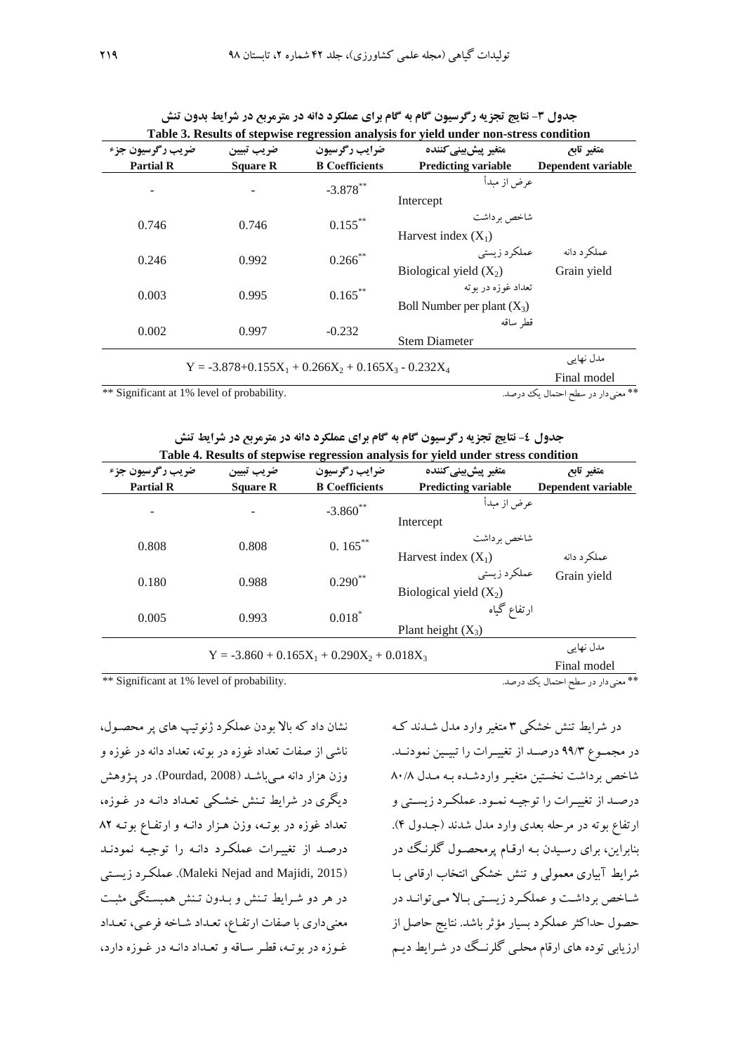**جدول ۳- نتایج تجزیه رگرسیون گام به گام برای عملکرد دانه در مترمربع در شرایط بدون تنش**

**Table 3. Results of stepwise regression analysis for yield under non-stress condition**

| ضریب رگرسیون جزء Partial R | ضریب تبیین Square R | ضرایب رگرسیون B Coefficients | متغیر پیش‌بینی‌کننده Predicting variable | متغیر تابع Dependent variable |
|---|---|---|---|---|
| - | - | $-3.878^{**}$ | عرض از مبدأ Intercept | |
| 0.746 | 0.746 | $0.155^{**}$ | شاخص برداشت Harvest index ($X_1$) | |
| 0.246 | 0.992 | $0.266^{**}$ | عملکرد زیستی Biological yield ($X_2$) | عملکرد دانه Grain yield |
| 0.003 | 0.995 | $0.165^{**}$ | تعداد غوزه در بوته Boll Number per plant ($X_3$) | |
| 0.002 | 0.997 | -0.232 | قطر ساقه Stem Diameter | |
| $Y = -3.878+0.155X_1 + 0.266X_2 + 0.165X_3 - 0.232X_4$ | | | | مدل نهایی Final model |

** Significant at 1% level of probability.

** معنی‌دار در سطح احتمال یک درصد.

**جدول ٤- نتایج تجزیه رگرسیون گام به گام برای عملکرد دانه در مترمربع در شرایط تنش**

**Table 4. Results of stepwise regression analysis for yield under stress condition**

| ضریب رگرسیون جزء Partial R | ضریب تبیین Square R | ضرایب رگرسیون B Coefficients | متغیر پیش‌بینی‌کننده Predicting variable | متغیر تابع Dependent variable |
|---|---|---|---|---|
| - | - | $-3.860^{**}$ | عرض از مبدأ Intercept | |
| 0.808 | 0.808 | $0.165^{**}$ | شاخص برداشت Harvest index ($X_1$) | عملکرد دانه |
| 0.180 | 0.988 | $0.290^{**}$ | عملکرد زیستی Biological yield ($X_2$) | Grain yield |
| 0.005 | 0.993 | $0.018^{*}$ | ارتفاع گیاه Plant height ($X_3$) | |
| $Y = -3.860 + 0.165X_1 + 0.290X_2 + 0.018X_3$ | | | | مدل نهایی Final model |

** Significant at 1% level of probability.

** معنی‌دار در سطح احتمال یک درصد.

در شرایط تنش خشکی ۳ متغیر وارد مدل شدند که در مجموع ۹۹/۳ درصد از تغییرات را تبیین نمودند. شاخص برداشت نخستین متغیر واردشده به مدل ۸۰/۸ درصد از تغییرات را توجیه نمود. عملکرد زیستی و ارتفاع بوته در مرحله بعدی وارد مدل شدند (جدول ۴). بنابراین، برای رسیدن به ارقام پرمحصول گلرنگ در شرایط آبیاری معمولی و تنش خشکی انتخاب ارقامی با شاخص برداشت و عملکرد زیستی بالا می‌تواند در حصول حداکثر عملکرد بسیار مؤثر باشد. نتایج حاصل از ارزیابی توده های ارقام محلی گلرنگ در شرایط دیم نشان داد که بالا بودن عملکرد ژنوتیپ های پر محصول، ناشی از صفات تعداد غوزه در بوته، تعداد دانه در غوزه و وزن هزار دانه می‌باشد (Pourdad, 2008). در پژوهش دیگری در شرایط تنش خشکی تعداد دانه در غوزه، تعداد غوزه در بوته، وزن هزار دانه و ارتفاع بوته ۸۲ درصد از تغییرات عملکرد دانه را توجیه نمودند (Maleki Nejad and Majidi, 2015). عملکرد زیستی در هر دو شرایط تنش و بدون تنش همبستگی مثبت معنی‌داری با صفات ارتفاع، تعداد شاخه فرعی، تعداد غوزه در بوته، قطر ساقه و تعداد دانه در غوزه دارد،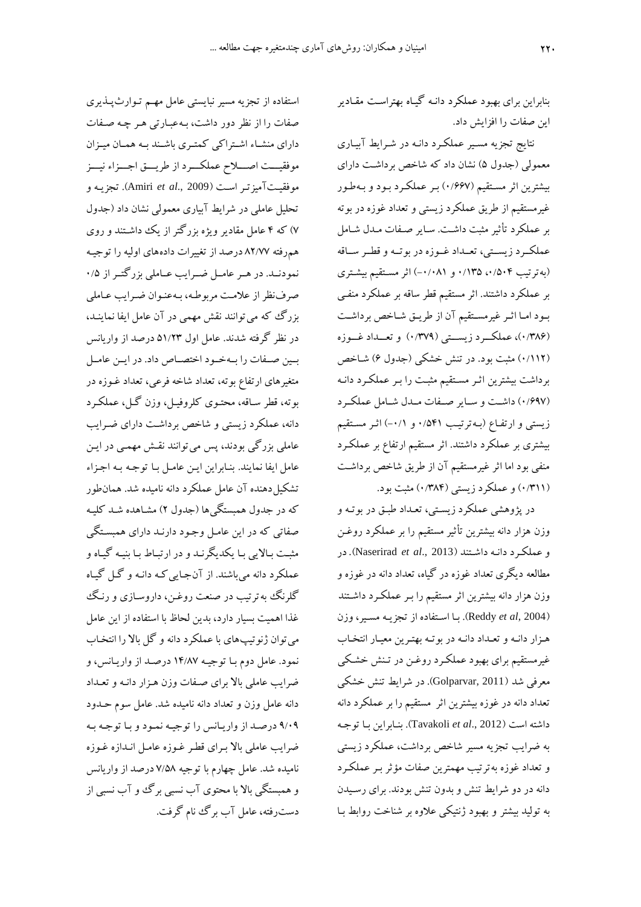بنابراین برای بهبود عملکرد دانه گیاه بهتراست مقادیر این صفات را افزایش داد.

نتایج تجزیه مسیر عملکرد دانه در شرایط آبیاری معمولی (جدول ۵) نشان داد که شاخص برداشت دارای بیشترین اثر مستقیم (۰/۶۶۷) بر عملکرد بود و به‌طور غیرمستقیم از طریق عملکرد زیستی و تعداد غوزه در بوته بر عملکرد تأثیر مثبت داشت. سایر صفات مدل شامل عملکرد زیستی، تعداد غوزه در بوته و قطر ساقه (به‌ترتیب ۰/۵۰۴، ۰/۱۳۵ و ۰/۰۸۱-) اثر مستقیم بیشتری بر عملکرد داشتند. اثر مستقیم قطر ساقه بر عملکرد منفی بود اما اثر غیرمستقیم آن از طریق شاخص برداشت (۰/۳۸۶)، عملکرد زیستی (۰/۳۷۹) و تعداد غوزه (۰/۱۱۲) مثبت بود. در تنش خشکی (جدول ۶) شاخص برداشت بیشترین اثر مستقیم مثبت را بر عملکرد دانه (۰/۶۹۷) داشت و سایر صفات مدل شامل عملکرد زیستی و ارتفاع (به‌ترتیب ۰/۵۴۱ و ۰/۱-) اثر مستقیم بیشتری بر عملکرد داشتند. اثر مستقیم ارتفاع بر عملکرد منفی بود اما اثر غیرمستقیم آن از طریق شاخص برداشت (۰/۳۱۱) و عملکرد زیستی (۰/۳۸۴) مثبت بود.

در پژوهشی عملکرد زیستی، تعداد طبق در بوته و وزن هزار دانه بیشترین تأثیر مستقیم را بر عملکرد روغن و عملکرد دانه داشتند (Naserirad *et al*., 2013). در مطالعه دیگری تعداد غوزه در گیاه، تعداد دانه در غوزه و وزن هزار دانه بیشترین اثر مستقیم را بر عملکرد داشتند (Reddy *et al*, 2004). با استفاده از تجزیه مسیر، وزن هزار دانه و تعداد دانه در بوته بهترین معیار انتخاب غیرمستقیم برای بهبود عملکرد روغن در تنش خشکی معرفی شد (Golparvar, 2011). در شرایط تنش خشکی تعداد دانه در غوزه بیشترین اثر مستقیم را بر عملکرد دانه داشته است (Tavakoli *et al*., 2012). بنابراین با توجه به ضرایب تجزیه مسیر شاخص برداشت، عملکرد زیستی و تعداد غوزه به‌ترتیب مهمترین صفات مؤثر بر عملکرد دانه در دو شرایط تنش و بدون تنش بودند. برای رسیدن به تولید بیشتر و بهبود ژنتیکی علاوه بر شناخت روابط با استفاده از تجزیه مسیر نبایستی عامل مهم توارث‌پذیری صفات را از نظر دور داشت، به‌عبارتی هر چه صفات دارای منشاء اشتراکی کمتری باشند به همان میزان موفقیت اصلاح عملکرد از طریق اجزاء نیز موفقیت‌آمیزتر است (Amiri *et al*., 2009). تجزیه و تحلیل عاملی در شرایط آبیاری معمولی نشان داد (جدول ۷) که ۴ عامل مقادیر ویژه بزرگتر از یک داشتند و روی هم‌رفته ۸۲/۷۷ درصد از تغییرات داده‌های اولیه را توجیه نمودند. در هر عامل ضرایب عاملی بزرگتر از ۰/۵ صرف‌نظر از علامت مربوطه، به‌عنوان ضرایب عاملی بزرگ که می‌توانند نقش مهمی در آن عامل ایفا نمایند، در نظر گرفته شدند. عامل اول ۵۱/۲۳ درصد از واریانس بین صفات را به‌خود اختصاص داد. در این عامل متغیرهای ارتفاع بوته، تعداد شاخه فرعی، تعداد غوزه در بوته، قطر ساقه، محتوی کلروفیل، وزن گل، عملکرد دانه، عملکرد زیستی و شاخص برداشت دارای ضرایب عاملی بزرگی بودند، پس می‌توانند نقش مهمی در این عامل ایفا نمایند. بنابراین این عامل با توجه به اجزاء تشکیل‌دهنده آن عامل عملکرد دانه نامیده شد. همان‌طور که در جدول همبستگی‌ها (جدول ۲) مشاهده شد کلیه صفاتی که در این عامل وجود دارند دارای همبستگی مثبت بالایی با یکدیگرند و در ارتباط با بنیه گیاه و عملکرد دانه می‌باشند. از آن‌جایی که دانه و گل گیاه گلرنگ به‌ترتیب در صنعت روغن، داروسازی و رنگ غذا اهمیت بسیار دارد، بدین لحاظ با استفاده از این عامل می‌توان ژنوتیپ‌های با عملکرد دانه و گل بالا را انتخاب نمود. عامل دوم با توجیه ۱۴/۸۷ درصد از واریانس، و ضرایب عاملی بالا برای صفات وزن هزار دانه و تعداد دانه عامل وزن و تعداد دانه نامیده شد. عامل سوم حدود ۹/۰۹ درصد از واریانس را توجیه نمود و با توجه به ضرایب عاملی بالا برای قطر غوزه عامل اندازه غوزه نامیده شد. عامل چهارم با توجیه ۷/۵۸ درصد از واریانس و همبستگی بالا با محتوی آب نسبی برگ و آب نسبی از دست‌رفته، عامل آب برگ نام گرفت.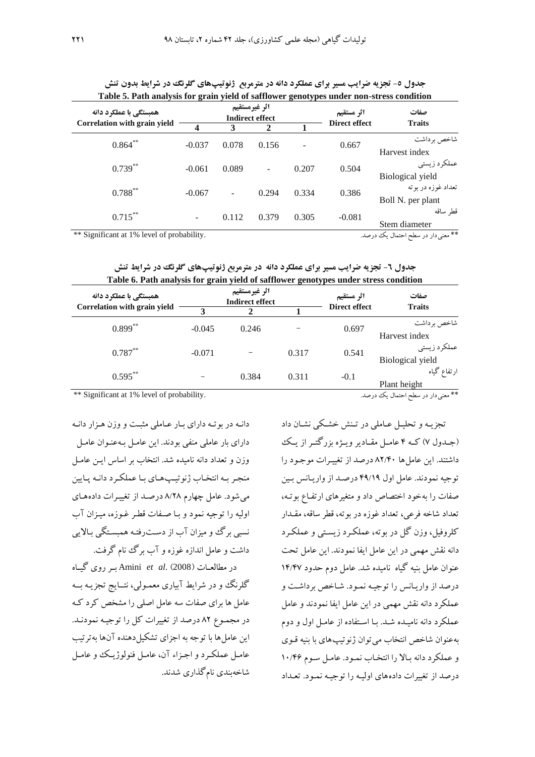جدول ۵- تجزیه ضرایب مسیر برای عملکرد دانه در مترمربع ژنوتیپ‌های گلرنگ در شرایط بدون تنش

**Table 5. Path analysis for grain yield of safflower genotypes under non-stress condition**

| صفات Traits | اثر مستقیم Direct effect | اثر غیرمستقیم Indirect effect | | | | همبستگی با عملکرد دانه Correlation with grain yield |
|---|---|---|---|---|---|---|
| | | 1 | 2 | 3 | 4 | |
| شاخص برداشت Harvest index | 0.667 | - | 0.156 | 0.078 | -0.037 | $0.864^{**}$ |
| عملکرد زیستی Biological yield | 0.504 | 0.207 | - | 0.089 | -0.061 | $0.739^{**}$ |
| تعداد غوزه در بوته Boll N. per plant | 0.386 | 0.334 | 0.294 | - | -0.067 | $0.788^{**}$ |
| قطر ساقه Stem diameter | -0.081 | 0.305 | 0.379 | 0.112 | - | $0.715^{**}$ |

** معنی‌دار در سطح احتمال یک درصد.
** Significant at 1% level of probability.

جدول ۶- تجزیه ضرایب مسیر برای عملکرد دانه در مترمربع ژنوتیپ‌های گلرنگ در شرایط تنش

**Table 6. Path analysis for grain yield of safflower genotypes under stress condition**

| صفات Traits | اثر مستقیم Direct effect | اثر غیرمستقیم Indirect effect | | | همبستگی با عملکرد دانه Correlation with grain yield |
|---|---|---|---|---|---|
| | | 1 | 2 | 3 | |
| شاخص برداشت Harvest index | 0.697 | – | 0.246 | -0.045 | $0.899^{**}$ |
| عملکرد زیستی Biological yield | 0.541 | 0.317 | – | -0.071 | $0.787^{**}$ |
| ارتفاع گیاه Plant height | -0.1 | 0.311 | 0.384 | – | $0.595^{**}$ |

** معنی‌دار در سطح احتمال یک درصد.
** Significant at 1% level of probability.

تجزیه و تحلیل عاملی در تنش خشکی نشان داد (جدول ۷) که ۴ عامل مقادیر ویژه بزرگتر از یک داشتند. این عامل‌ها ۸۲/۴۰ درصد از تغییرات موجود را توجیه نمودند. عامل اول ۴۹/۱۹ درصد از واریانس بین صفات را به‌خود اختصاص داد و متغیرهای ارتفاع بوته، تعداد شاخه فرعی، تعداد غوزه در بوته، قطر ساقه، مقدار کلروفیل، وزن گل در بوته، عملکرد زیستی و عملکرد دانه نقش مهمی در این عامل ایفا نمودند. این عامل تحت عنوان عامل بنیه گیاه نامیده شد. عامل دوم حدود ۱۴/۴۷ درصد از واریانس را توجیه نمود. شاخص برداشت و عملکرد دانه نقش مهمی در این عامل ایفا نمودند و عامل عملکرد دانه نامیده شد. با استفاده از عامل اول و دوم به‌عنوان شاخص انتخاب می‌توان ژنوتیپ‌های با بنیه قوی و عملکرد دانه بالا را انتخاب نمود. عامل سوم ۱۰/۴۶ درصد از تغییرات داده‌های اولیه را توجیه نمود. تعداد دانه در بوته دارای بار عاملی مثبت و وزن هزار دانه دارای بار عاملی منفی بودند. این عامل به‌عنوان عامل وزن و تعداد دانه نامیده شد. انتخاب بر اساس این عامل منجر به انتخاب ژنوتیپ‌های با عملکرد دانه پایین می‌شود. عامل چهارم ۸/۲۸ درصد از تغییرات داده‌های اولیه را توجیه نمود و با صفات قطر غوزه، میزان آب نسبی برگ و میزان آب از دست‌رفته همبستگی بالایی داشت و عامل اندازه غوزه و آب برگ نام گرفت.

در مطالعات Amini *et al*. (2008) بر روی گیاه گلرنگ و در شرایط آبیاری معمولی، نتایج تجزیه به عامل ها برای صفات سه عامل اصلی را مشخص کرد که در مجموع ۸۲ درصد از تغییرات کل را توجیه نمودند. این عامل‌ها با توجه به اجزای تشکیل‌دهنده آن‌ها به‌ترتیب عامل عملکرد و اجزاء آن، عامل فنولوژیک و عامل شاخه‌بندی نام‌گذاری شدند.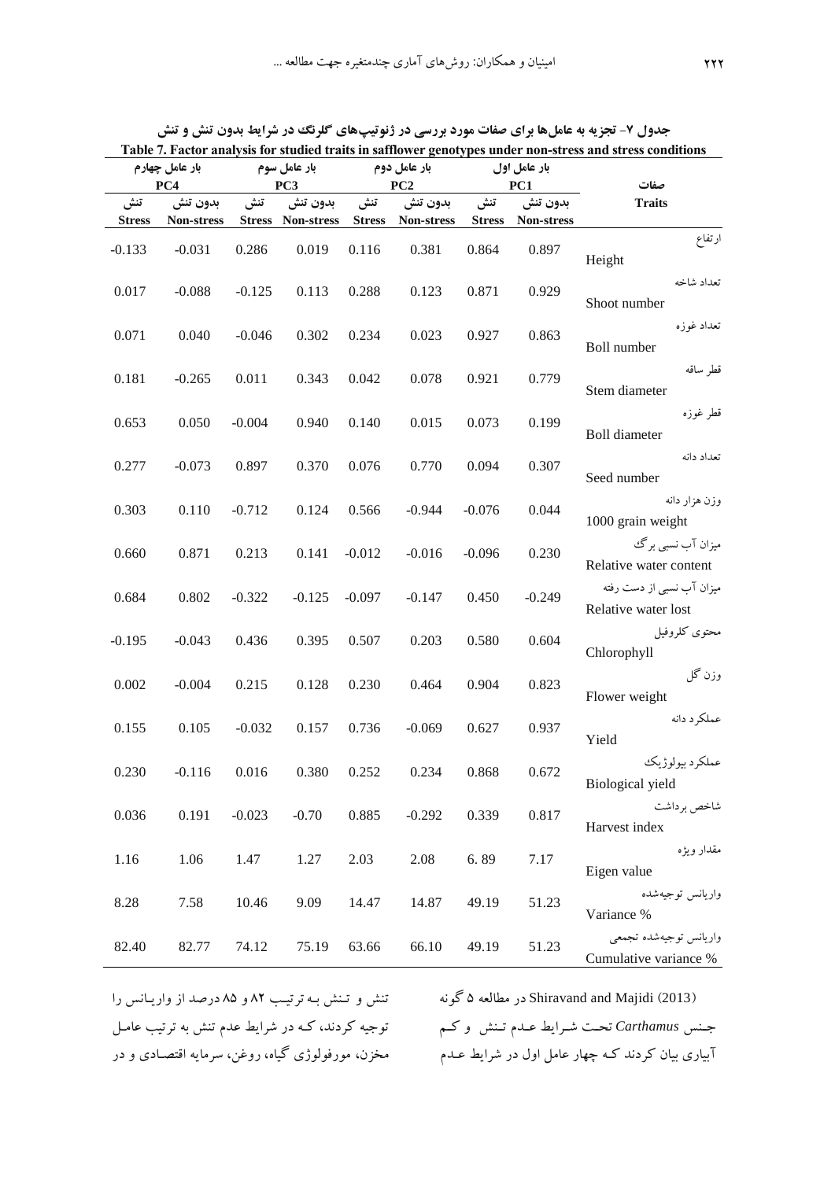جدول ۷- تجزیه به عامل‌ها برای صفات مورد بررسی در ژنوتیپ‌های گلرنگ در شرایط بدون تنش و تنش

Table 7. Factor analysis for studied traits in safflower genotypes under non-stress and stress conditions

| صفات Traits | بار عامل اول PC1 | | بار عامل دوم PC2 | | بار عامل سوم PC3 | | بار عامل چهارم PC4 | |
|---|---|---|---|---|---|---|---|---|
| | بدون تنش Non-stress | تنش Stress | بدون تنش Non-stress | تنش Stress | بدون تنش Non-stress | تنش Stress | بدون تنش Non-stress | تنش Stress |
| ارتفاع Height | 0.897 | 0.864 | 0.381 | 0.116 | 0.019 | 0.286 | -0.031 | -0.133 |
| تعداد شاخه Shoot number | 0.929 | 0.871 | 0.123 | 0.288 | 0.113 | -0.125 | -0.088 | 0.017 |
| تعداد غوزه Boll number | 0.863 | 0.927 | 0.023 | 0.234 | 0.302 | -0.046 | 0.040 | 0.071 |
| قطر ساقه Stem diameter | 0.779 | 0.921 | 0.078 | 0.042 | 0.343 | 0.011 | -0.265 | 0.181 |
| قطر غوزه Boll diameter | 0.199 | 0.073 | 0.015 | 0.140 | 0.940 | -0.004 | 0.050 | 0.653 |
| تعداد دانه Seed number | 0.307 | 0.094 | 0.770 | 0.076 | 0.370 | 0.897 | -0.073 | 0.277 |
| وزن هزار دانه 1000 grain weight | 0.044 | -0.076 | -0.944 | 0.566 | 0.124 | -0.712 | 0.110 | 0.303 |
| میزان آب نسبی برگ Relative water content | 0.230 | -0.096 | -0.016 | -0.012 | 0.141 | 0.213 | 0.871 | 0.660 |
| میزان آب نسبی از دست رفته Relative water lost | -0.249 | 0.450 | -0.147 | -0.097 | -0.125 | -0.322 | 0.802 | 0.684 |
| محتوی کلروفیل Chlorophyll | 0.604 | 0.580 | 0.203 | 0.507 | 0.395 | 0.436 | -0.043 | -0.195 |
| وزن گل Flower weight | 0.823 | 0.904 | 0.464 | 0.230 | 0.128 | 0.215 | -0.004 | 0.002 |
| عملکرد دانه Yield | 0.937 | 0.627 | -0.069 | 0.736 | 0.157 | -0.032 | 0.105 | 0.155 |
| عملکرد بیولوژیک Biological yield | 0.672 | 0.868 | 0.234 | 0.252 | 0.380 | 0.016 | -0.116 | 0.230 |
| شاخص برداشت Harvest index | 0.817 | 0.339 | -0.292 | 0.885 | -0.70 | -0.023 | 0.191 | 0.036 |
| مقدار ویژه Eigen value | 7.17 | 6. 89 | 2.08 | 2.03 | 1.27 | 1.47 | 1.06 | 1.16 |
| واریانس توجیه‌شده Variance % | 51.23 | 49.19 | 14.87 | 14.47 | 9.09 | 10.46 | 7.58 | 8.28 |
| واریانس توجیه‌شده تجمعی Cumulative variance % | 51.23 | 49.19 | 66.10 | 63.66 | 75.19 | 74.12 | 82.77 | 82.40 |

Shiravand and Majidi (2013) در مطالعه ۵ گونه جـنس *Carthamus* تحـت شـرایط عـدم تـنش و کـم آبیاری بیان کردند کـه چهار عامل اول در شرایط عـدم تنش و تـنش بـه ترتیـب ۸۲ و ۸۵ درصد از واریـانس را توجیه کردند، کـه در شرایط عدم تنش به ترتیب عامـل مخزن، مورفولوژی گیاه، روغن، سرمایه اقتصـادی و در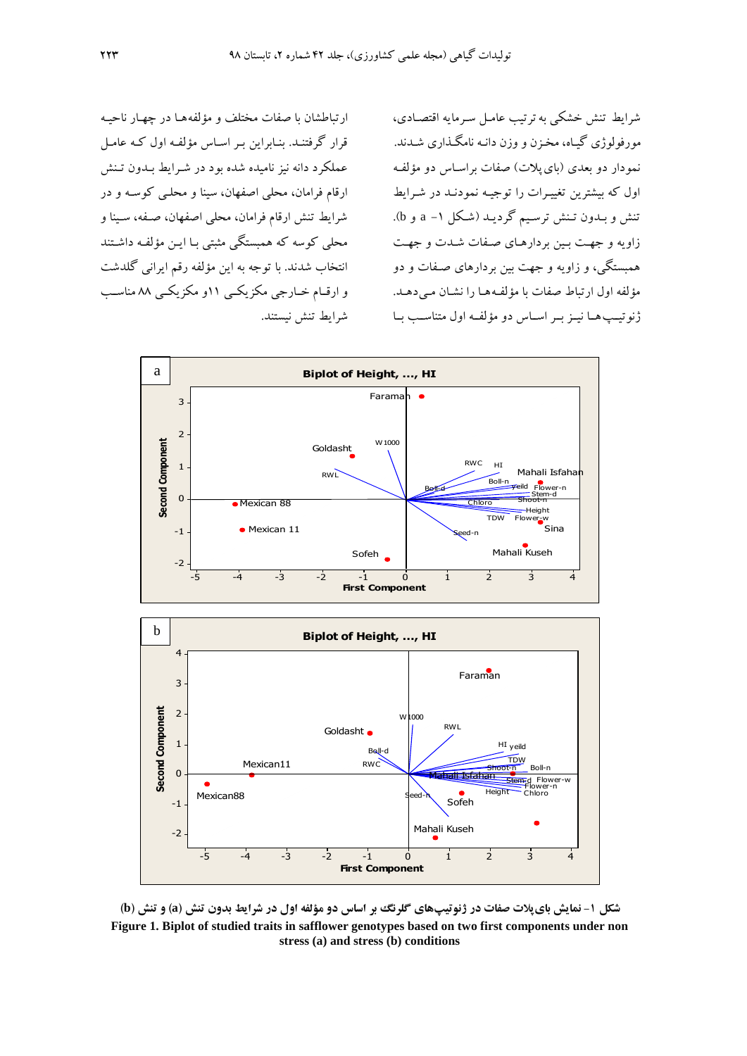شرایط تنش خشکی به ترتیب عامل سرمایه اقتصادی، مورفولوژی گیاه، مخزن و وزن دانه نامگذاری شدند. نمودار دو بعدی (بای‌پلات) صفات براساس دو مؤلفه اول که بیشترین تغییرات را توجیه نمودند در شرایط تنش و بدون تنش ترسیم گردید (شکل ۱- a و b). زاویه و جهت بین بردارهای صفات شدت و جهت همبستگی، و زاویه و جهت بین بردارهای صفات و دو مؤلفه اول ارتباط صفات با مؤلفه‌ها را نشان می‌دهد. ژنوتیپ‌ها نیز بر اساس دو مؤلفه اول متناسب با ارتباطشان با صفات مختلف و مؤلفه‌ها در چهار ناحیه قرار گرفتند. بنابراین بر اساس مؤلفه اول که عامل عملکرد دانه نیز نامیده شده بود در شرایط بدون تنش ارقام فرامان، محلی اصفهان، سینا و محلی کوسه و در شرایط تنش ارقام فرامان، محلی اصفهان، صفه، سینا و محلی کوسه که همبستگی مثبتی با این مؤلفه داشتند انتخاب شدند. با توجه به این مؤلفه رقم ایرانی گلدشت و ارقام خارجی مکزیکی ۱۱و مکزیکی ۸۸ مناسب شرایط تنش نیستند.

**شکل ۱- نمایش بای‌پلات صفات در ژنوتیپ‌های گلرنگ بر اساس دو مؤلفه اول در شرایط بدون تنش (a) و تنش (b)**

**Figure 1. Biplot of studied traits in safflower genotypes based on two first components under non stress (a) and stress (b) conditions**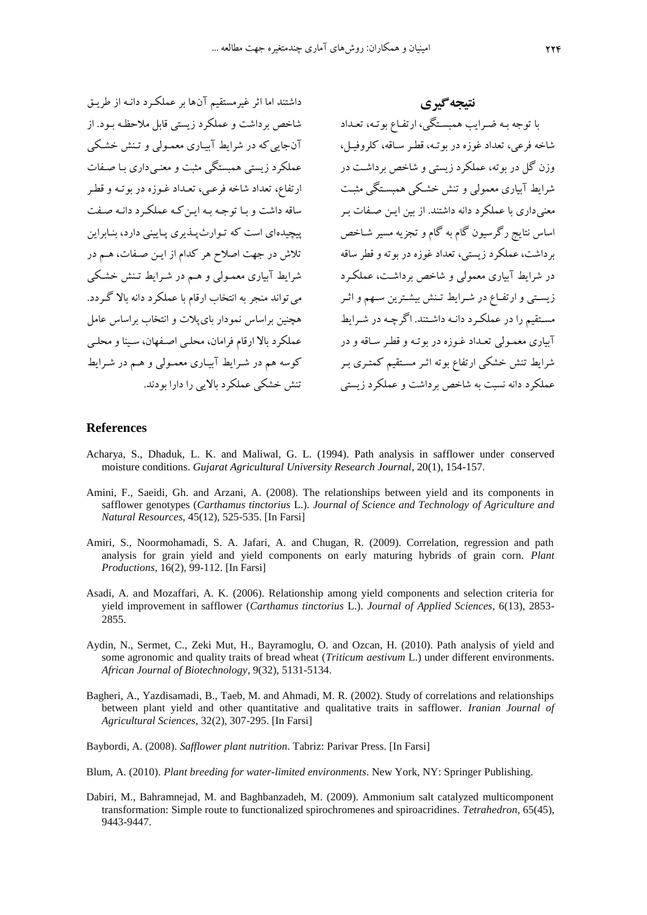## نتیجه‌گیری

با توجه به ضرایب همبستگی، ارتفاع بوته، تعداد شاخه فرعی، تعداد غوزه در بوته، قطر ساقه، کلروفیل، وزن گل در بوته، عملکرد زیستی و شاخص برداشت در شرایط آبیاری معمولی و تنش خشکی همبستگی مثبت معنی‌داری با عملکرد دانه داشتند. از بین این صفات بر اساس نتایج رگرسیون گام به گام و تجزیه مسیر شاخص برداشت، عملکرد زیستی، تعداد غوزه در بوته و قطر ساقه در شرایط آبیاری معمولی و شاخص برداشت، عملکرد زیستی و ارتفاع در شرایط تنش بیشترین سهم و اثر مستقیم را در عملکرد دانه داشتند. اگرچه در شرایط آبیاری معمولی تعداد غوزه در بوته و قطر ساقه و در شرایط تنش خشکی ارتفاع بوته اثر مستقیم کمتری بر عملکرد دانه نسبت به شاخص برداشت و عملکرد زیستی داشتند اما اثر غیرمستقیم آن‌ها بر عملکرد دانه از طریق شاخص برداشت و عملکرد زیستی قابل ملاحظه بود. از آن‌جایی که در شرایط آبیاری معمولی و تنش خشکی عملکرد زیستی همبستگی مثبت و معنی‌داری با صفات ارتفاع، تعداد شاخه فرعی، تعداد غوزه در بوته و قطر ساقه داشت و با توجه به این‌که عملکرد دانه صفت پیچیده‌ای است که توارث‌پذیری پایینی دارد، بنابراین تلاش در جهت اصلاح هر کدام از این صفات، هم در شرایط آبیاری معمولی و هم در شرایط تنش خشکی می‌تواند منجر به انتخاب ارقام با عملکرد دانه بالا گردد. همچنین براساس نمودار بای‌پلات و انتخاب براساس عامل عملکرد بالا ارقام فرامان، محلی اصفهان، سینا و محلی کوسه هم در شرایط آبیاری معمولی و هم در شرایط تنش خشکی عملکرد بالایی را دارا بودند.

## References

Acharya, S., Dhaduk, L. K. and Maliwal, G. L. (1994). Path analysis in safflower under conserved moisture conditions. *Gujarat Agricultural University Research Journal*, 20(1), 154-157.

Amini, F., Saeidi, Gh. and Arzani, A. (2008). The relationships between yield and its components in safflower genotypes (*Carthamus tinctorius* L.). *Journal of Science and Technology of Agriculture and Natural Resources*, 45(12), 525-535. [In Farsi]

Amiri, S., Noormohamadi, S. A. Jafari, A. and Chugan, R. (2009). Correlation, regression and path analysis for grain yield and yield components on early maturing hybrids of grain corn. *Plant Productions*, 16(2), 99-112. [In Farsi]

Asadi, A. and Mozaffari, A. K. (2006). Relationship among yield components and selection criteria for yield improvement in safflower (*Carthamus tinctorius* L.). *Journal of Applied Sciences*, 6(13), 2853-2855.

Aydin, N., Sermet, C., Zeki Mut, H., Bayramoglu, O. and Ozcan, H. (2010). Path analysis of yield and some agronomic and quality traits of bread wheat (*Triticum aestivum* L.) under different environments. *African Journal of Biotechnology*, 9(32), 5131-5134.

Bagheri, A., Yazdisamadi, B., Taeb, M. and Ahmadi, M. R. (2002). Study of correlations and relationships between plant yield and other quantitative and qualitative traits in safflower. *Iranian Journal of Agricultural Sciences*, 32(2), 307-295. [In Farsi]

Baybordi, A. (2008). *Safflower plant nutrition*. Tabriz: Parivar Press. [In Farsi]

Blum, A. (2010). *Plant breeding for water-limited environments*. New York, NY: Springer Publishing.

Dabiri, M., Bahramnejad, M. and Baghbanzadeh, M. (2009). Ammonium salt catalyzed multicomponent transformation: Simple route to functionalized spirochromenes and spiroacridines. *Tetrahedron*, 65(45), 9443-9447.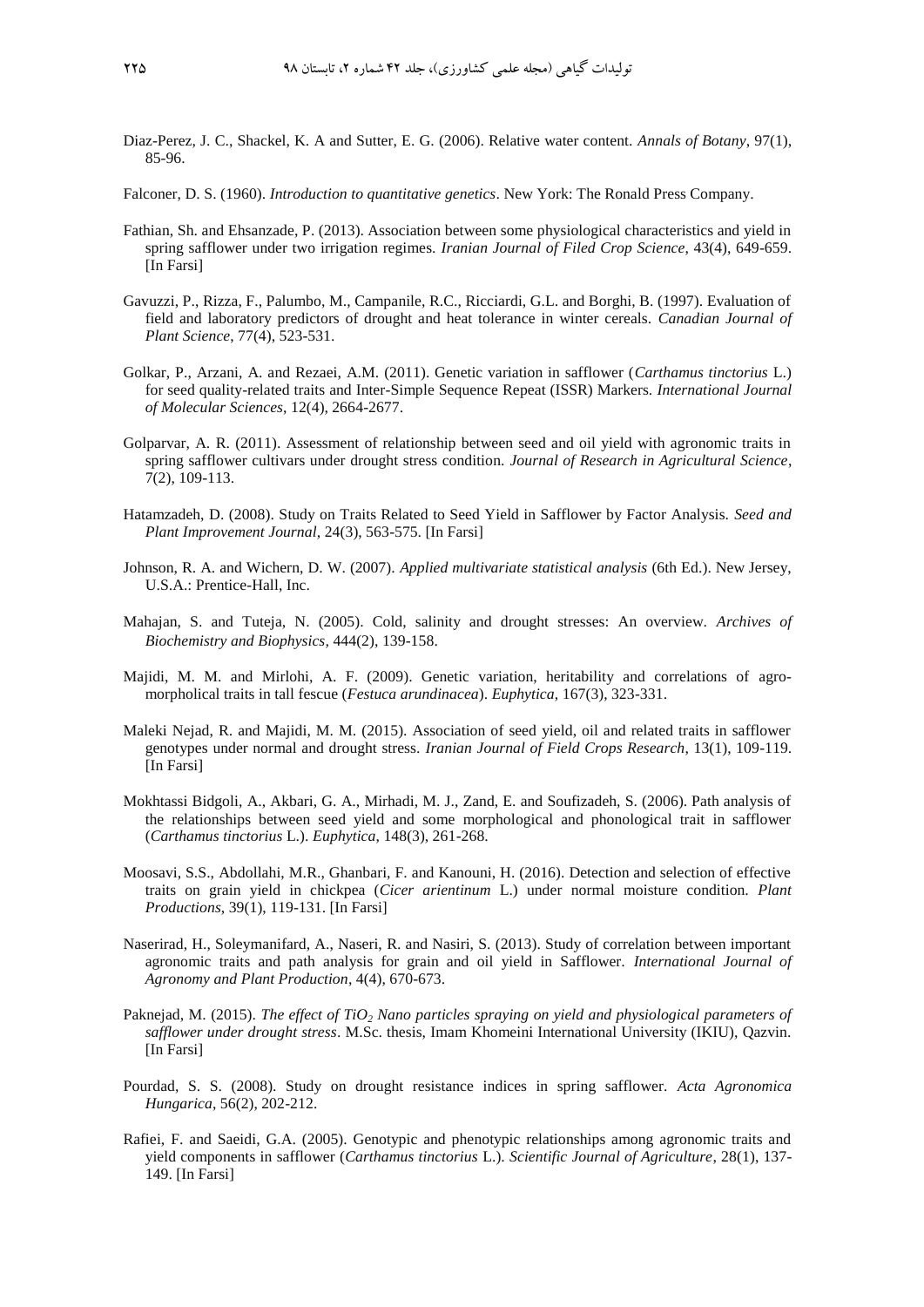Diaz-Perez, J. C., Shackel, K. A and Sutter, E. G. (2006). Relative water content. *Annals of Botany*, 97(1), 85-96.

Falconer, D. S. (1960). *Introduction to quantitative genetics*. New York: The Ronald Press Company.

Fathian, Sh. and Ehsanzade, P. (2013). Association between some physiological characteristics and yield in spring safflower under two irrigation regimes. *Iranian Journal of Filed Crop Science*, 43(4), 649-659. [In Farsi]

Gavuzzi, P., Rizza, F., Palumbo, M., Campanile, R.C., Ricciardi, G.L. and Borghi, B. (1997). Evaluation of field and laboratory predictors of drought and heat tolerance in winter cereals. *Canadian Journal of Plant Science*, 77(4), 523-531.

Golkar, P., Arzani, A. and Rezaei, A.M. (2011). Genetic variation in safflower (*Carthamus tinctorius* L.) for seed quality-related traits and Inter-Simple Sequence Repeat (ISSR) Markers. *International Journal of Molecular Sciences*, 12(4), 2664-2677.

Golparvar, A. R. (2011). Assessment of relationship between seed and oil yield with agronomic traits in spring safflower cultivars under drought stress condition. *Journal of Research in Agricultural Science*, 7(2), 109-113.

Hatamzadeh, D. (2008). Study on Traits Related to Seed Yield in Safflower by Factor Analysis. *Seed and Plant Improvement Journal*, 24(3), 563-575. [In Farsi]

Johnson, R. A. and Wichern, D. W. (2007). *Applied multivariate statistical analysis* (6th Ed.). New Jersey, U.S.A.: Prentice-Hall, Inc.

Mahajan, S. and Tuteja, N. (2005). Cold, salinity and drought stresses: An overview. *Archives of Biochemistry and Biophysics*, 444(2), 139-158.

Majidi, M. M. and Mirlohi, A. F. (2009). Genetic variation, heritability and correlations of agro-morphological traits in tall fescue (*Festuca arundinacea*). *Euphytica*, 167(3), 323-331.

Maleki Nejad, R. and Majidi, M. M. (2015). Association of seed yield, oil and related traits in safflower genotypes under normal and drought stress. *Iranian Journal of Field Crops Research*, 13(1), 109-119. [In Farsi]

Mokhtassi Bidgoli, A., Akbari, G. A., Mirhadi, M. J., Zand, E. and Soufizadeh, S. (2006). Path analysis of the relationships between seed yield and some morphological and phonological trait in safflower (*Carthamus tinctorius* L.). *Euphytica*, 148(3), 261-268.

Moosavi, S.S., Abdollahi, M.R., Ghanbari, F. and Kanouni, H. (2016). Detection and selection of effective traits on grain yield in chickpea (*Cicer arientinum* L.) under normal moisture condition. *Plant Productions*, 39(1), 119-131. [In Farsi]

Naserirad, H., Soleymanifard, A., Naseri, R. and Nasiri, S. (2013). Study of correlation between important agronomic traits and path analysis for grain and oil yield in Safflower. *International Journal of Agronomy and Plant Production*, 4(4), 670-673.

Paknejad, M. (2015). *The effect of $TiO_2$ Nano particles spraying on yield and physiological parameters of safflower under drought stress*. M.Sc. thesis, Imam Khomeini International University (IKIU), Qazvin. [In Farsi]

Pourdad, S. S. (2008). Study on drought resistance indices in spring safflower. *Acta Agronomica Hungarica*, 56(2), 202-212.

Rafiei, F. and Saeidi, G.A. (2005). Genotypic and phenotypic relationships among agronomic traits and yield components in safflower (*Carthamus tinctorius* L.). *Scientific Journal of Agriculture*, 28(1), 137-149. [In Farsi]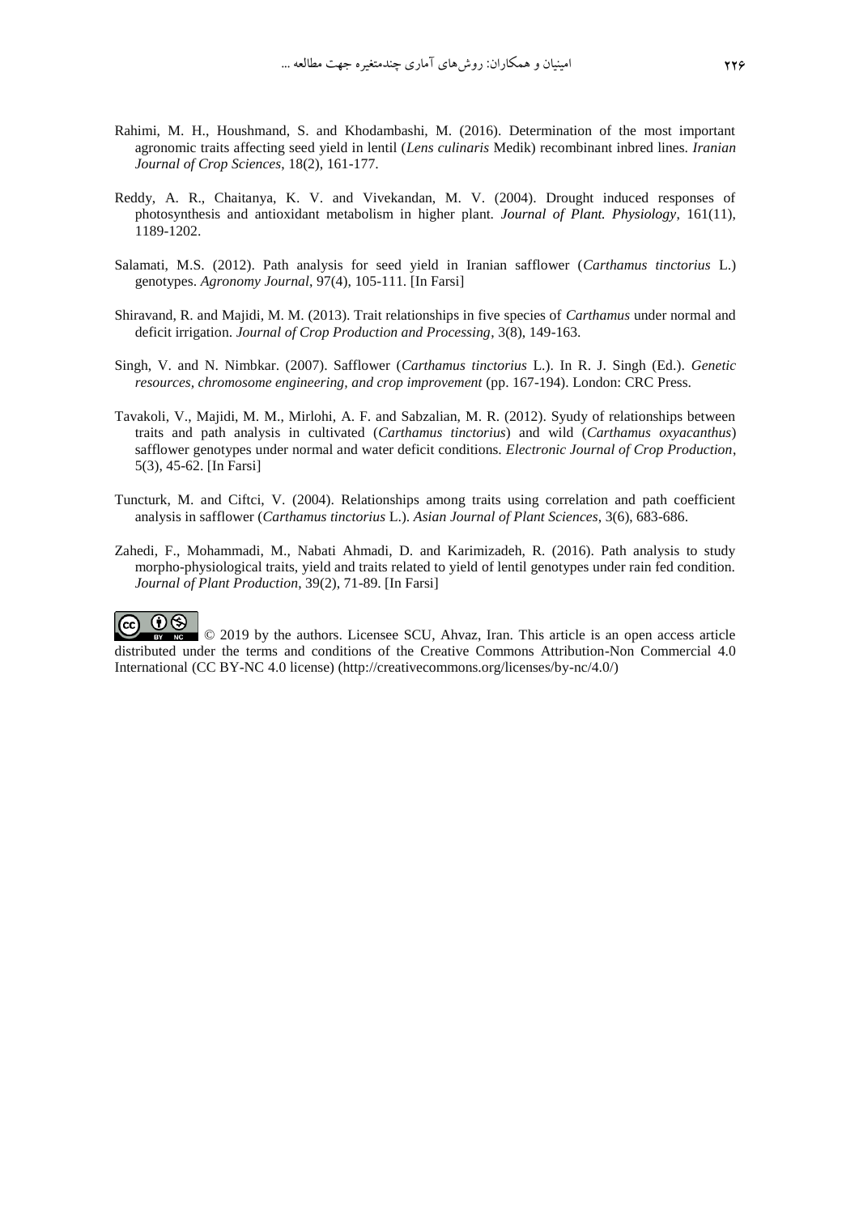Rahimi, M. H., Houshmand, S. and Khodambashi, M. (2016). Determination of the most important agronomic traits affecting seed yield in lentil (*Lens culinaris* Medik) recombinant inbred lines. *Iranian Journal of Crop Sciences*, 18(2), 161-177.

Reddy, A. R., Chaitanya, K. V. and Vivekandan, M. V. (2004). Drought induced responses of photosynthesis and antioxidant metabolism in higher plant. *Journal of Plant. Physiology*, 161(11), 1189-1202.

Salamati, M.S. (2012). Path analysis for seed yield in Iranian safflower (*Carthamus tinctorius* L.) genotypes. *Agronomy Journal*, 97(4), 105-111. [In Farsi]

Shiravand, R. and Majidi, M. M. (2013). Trait relationships in five species of *Carthamus* under normal and deficit irrigation. *Journal of Crop Production and Processing*, 3(8), 149-163.

Singh, V. and N. Nimbkar. (2007). Safflower (*Carthamus tinctorius* L.). In R. J. Singh (Ed.). *Genetic resources, chromosome engineering, and crop improvement* (pp. 167-194). London: CRC Press.

Tavakoli, V., Majidi, M. M., Mirlohi, A. F. and Sabzalian, M. R. (2012). Syudy of relationships between traits and path analysis in cultivated (*Carthamus tinctorius*) and wild (*Carthamus oxyacanthus*) safflower genotypes under normal and water deficit conditions. *Electronic Journal of Crop Production*, 5(3), 45-62. [In Farsi]

Tuncturk, M. and Ciftci, V. (2004). Relationships among traits using correlation and path coefficient analysis in safflower (*Carthamus tinctorius* L.). *Asian Journal of Plant Sciences*, 3(6), 683-686.

Zahedi, F., Mohammadi, M., Nabati Ahmadi, D. and Karimizadeh, R. (2016). Path analysis to study morpho-physiological traits, yield and traits related to yield of lentil genotypes under rain fed condition. *Journal of Plant Production*, 39(2), 71-89. [In Farsi]

© 2019 by the authors. Licensee SCU, Ahvaz, Iran. This article is an open access article distributed under the terms and conditions of the Creative Commons Attribution-Non Commercial 4.0 International (CC BY-NC 4.0 license) (http://creativecommons.org/licenses/by-nc/4.0/)